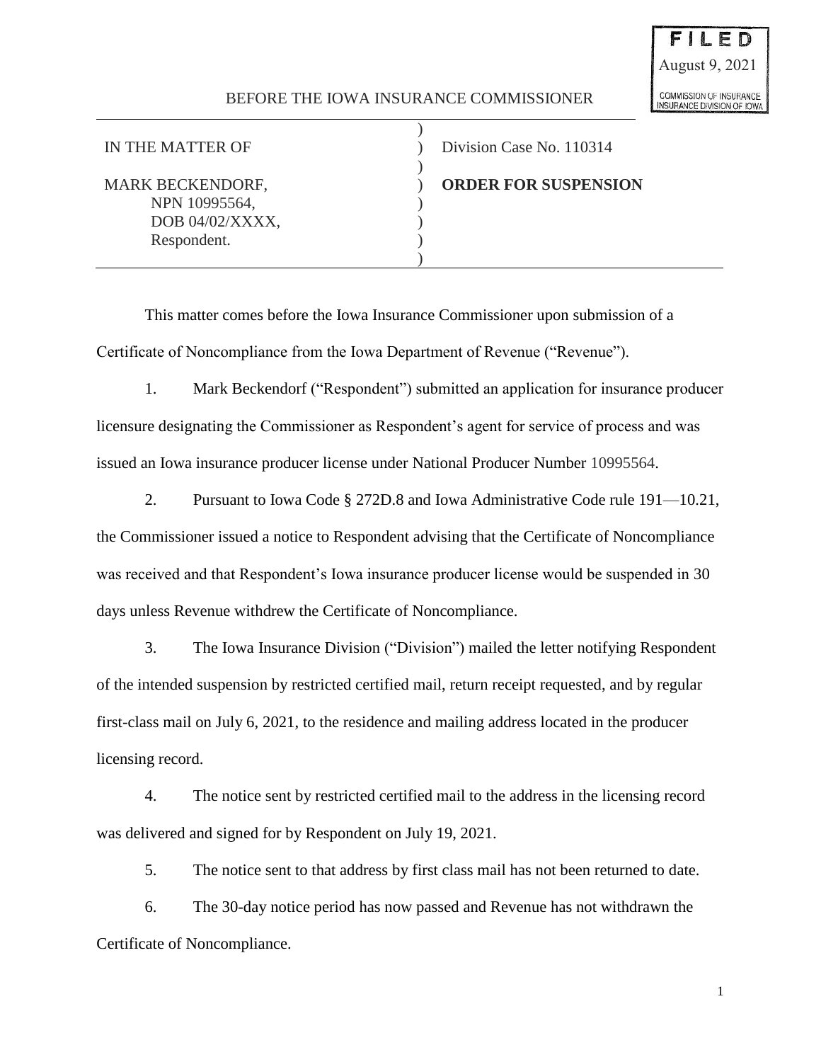FILED
August 9, 2021
COMMISSION OF INSURANCE
INSURANCE DIVISION OF IOWA

BEFORE THE IOWA INSURANCE COMMISSIONER

| | |
|---|---|
| IN THE MATTER OF | Division Case No. 110314 |
| MARK BECKENDORF, NPN 10995564, DOB 04/02/XXXX, Respondent. | **ORDER FOR SUSPENSION** |

This matter comes before the Iowa Insurance Commissioner upon submission of a Certificate of Noncompliance from the Iowa Department of Revenue ("Revenue").

1. Mark Beckendorf ("Respondent") submitted an application for insurance producer licensure designating the Commissioner as Respondent's agent for service of process and was issued an Iowa insurance producer license under National Producer Number 10995564.

2. Pursuant to Iowa Code § 272D.8 and Iowa Administrative Code rule 191—10.21, the Commissioner issued a notice to Respondent advising that the Certificate of Noncompliance was received and that Respondent's Iowa insurance producer license would be suspended in 30 days unless Revenue withdrew the Certificate of Noncompliance.

3. The Iowa Insurance Division ("Division") mailed the letter notifying Respondent of the intended suspension by restricted certified mail, return receipt requested, and by regular first-class mail on July 6, 2021, to the residence and mailing address located in the producer licensing record.

4. The notice sent by restricted certified mail to the address in the licensing record was delivered and signed for by Respondent on July 19, 2021.

5. The notice sent to that address by first class mail has not been returned to date.

6. The 30-day notice period has now passed and Revenue has not withdrawn the Certificate of Noncompliance.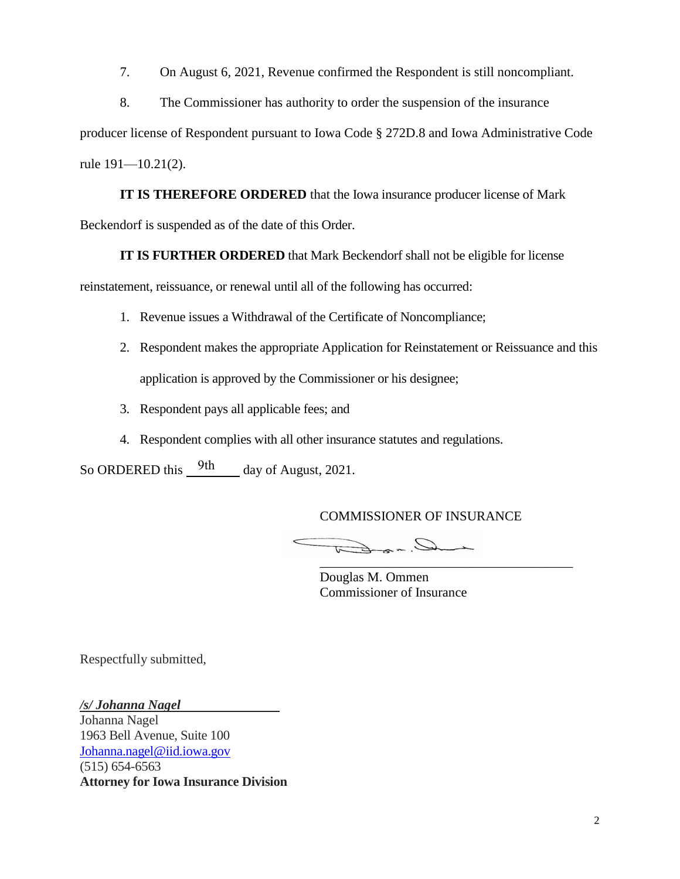7. On August 6, 2021, Revenue confirmed the Respondent is still noncompliant.

8. The Commissioner has authority to order the suspension of the insurance producer license of Respondent pursuant to Iowa Code § 272D.8 and Iowa Administrative Code rule 191—10.21(2).

**IT IS THEREFORE ORDERED** that the Iowa insurance producer license of Mark Beckendorf is suspended as of the date of this Order.

**IT IS FURTHER ORDERED** that Mark Beckendorf shall not be eligible for license reinstatement, reissuance, or renewal until all of the following has occurred:

1. Revenue issues a Withdrawal of the Certificate of Noncompliance;
2. Respondent makes the appropriate Application for Reinstatement or Reissuance and this application is approved by the Commissioner or his designee;
3. Respondent pays all applicable fees; and
4. Respondent complies with all other insurance statutes and regulations.

So ORDERED this 9th day of August, 2021.

COMMISSIONER OF INSURANCE

Douglas M. Ommen
Commissioner of Insurance

Respectfully submitted,

***/s/ Johanna Nagel***
Johanna Nagel
1963 Bell Avenue, Suite 100
Johanna.nagel@iid.iowa.gov
(515) 654-6563
**Attorney for Iowa Insurance Division**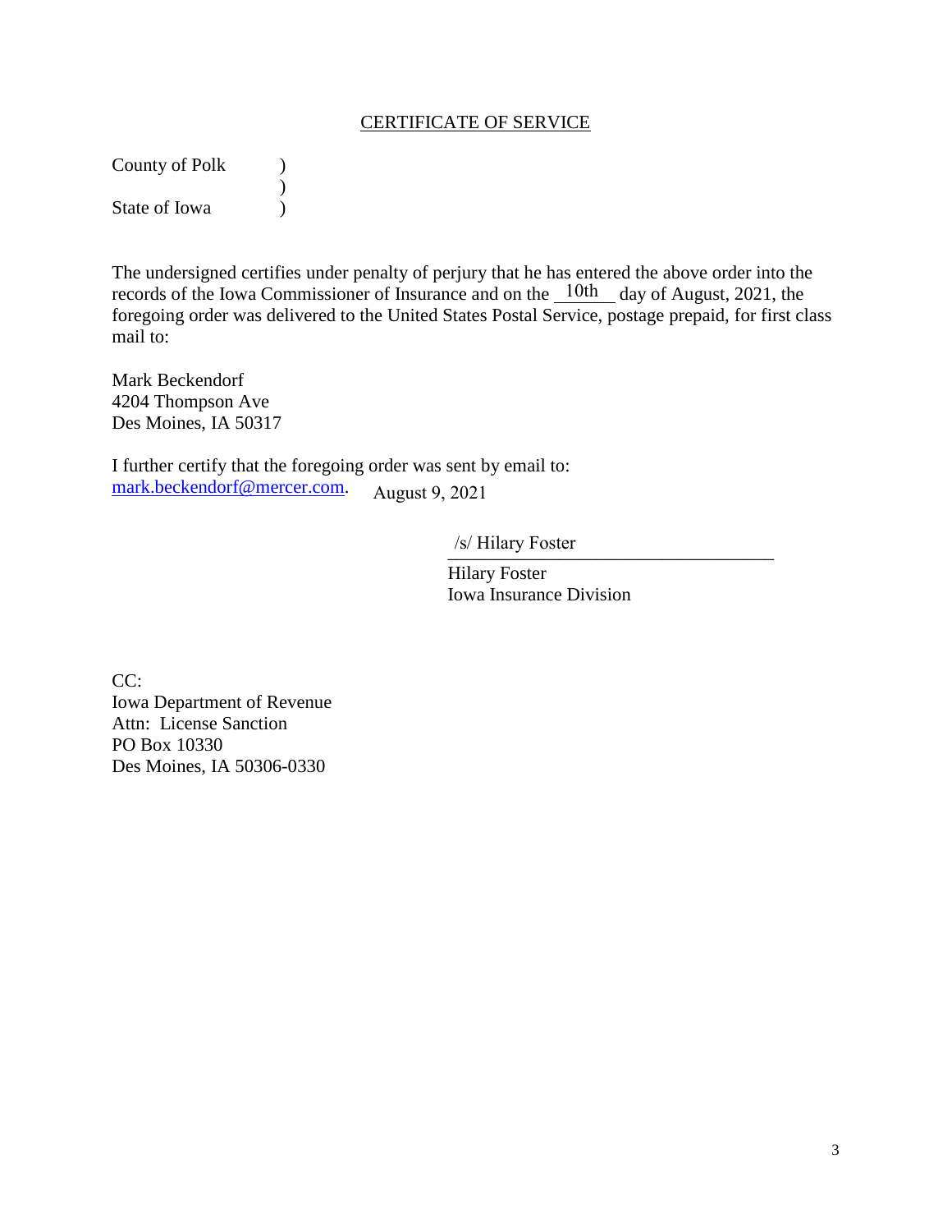## CERTIFICATE OF SERVICE

County of Polk )
)
State of Iowa )

The undersigned certifies under penalty of perjury that he has entered the above order into the records of the Iowa Commissioner of Insurance and on the 10th day of August, 2021, the foregoing order was delivered to the United States Postal Service, postage prepaid, for first class mail to:

Mark Beckendorf
4204 Thompson Ave
Des Moines, IA 50317

I further certify that the foregoing order was sent by email to: mark.beckendorf@mercer.com. August 9, 2021

/s/ Hilary Foster

Hilary Foster
Iowa Insurance Division

CC:
Iowa Department of Revenue
Attn: License Sanction
PO Box 10330
Des Moines, IA 50306-0330